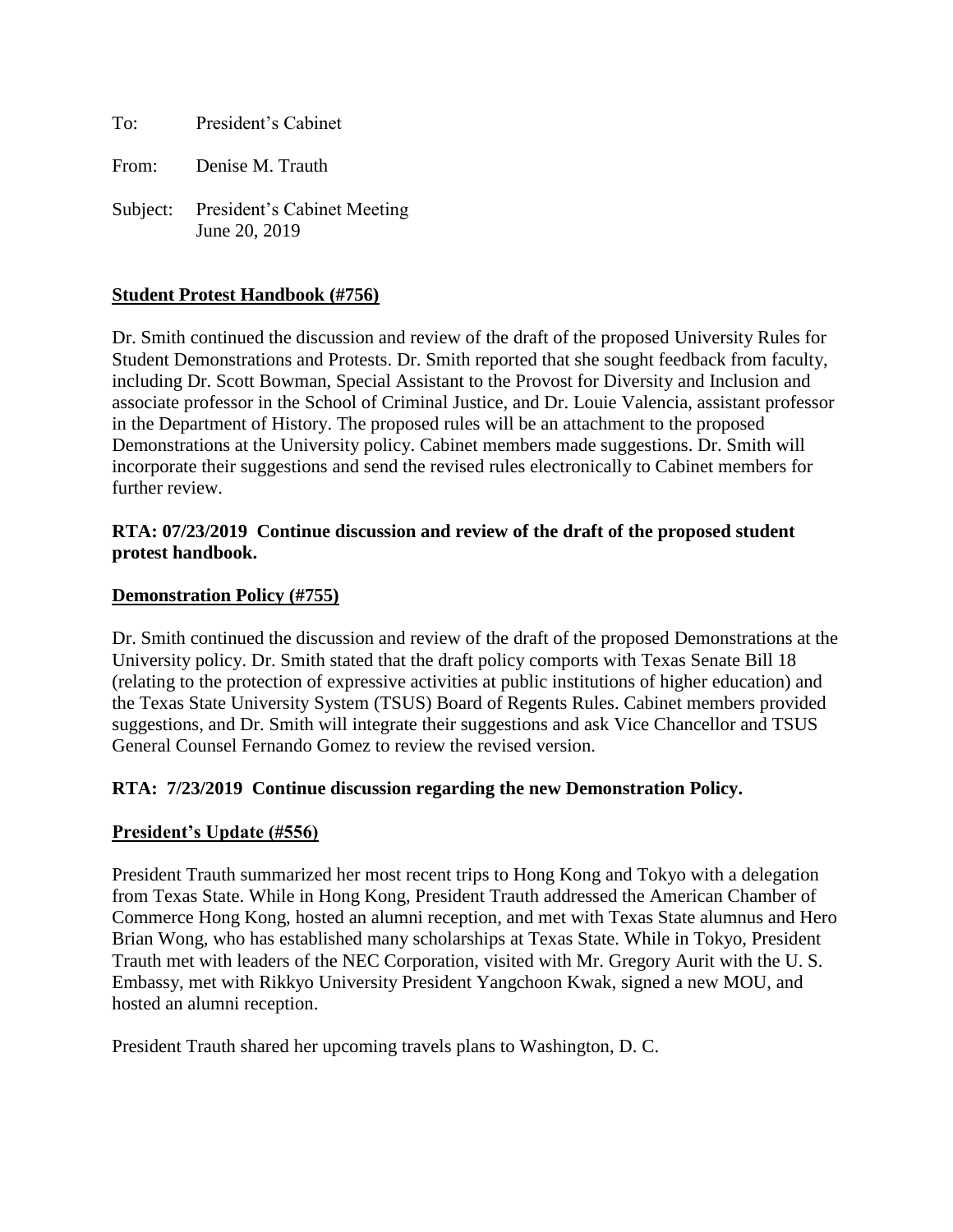To: President's Cabinet

From: Denise M. Trauth

Subject: President's Cabinet Meeting
June 20, 2019

**Student Protest Handbook (#756)**

Dr. Smith continued the discussion and review of the draft of the proposed University Rules for Student Demonstrations and Protests. Dr. Smith reported that she sought feedback from faculty, including Dr. Scott Bowman, Special Assistant to the Provost for Diversity and Inclusion and associate professor in the School of Criminal Justice, and Dr. Louie Valencia, assistant professor in the Department of History. The proposed rules will be an attachment to the proposed Demonstrations at the University policy. Cabinet members made suggestions. Dr. Smith will incorporate their suggestions and send the revised rules electronically to Cabinet members for further review.

**RTA: 07/23/2019 Continue discussion and review of the draft of the proposed student protest handbook.**

**Demonstration Policy (#755)**

Dr. Smith continued the discussion and review of the draft of the proposed Demonstrations at the University policy. Dr. Smith stated that the draft policy comports with Texas Senate Bill 18 (relating to the protection of expressive activities at public institutions of higher education) and the Texas State University System (TSUS) Board of Regents Rules. Cabinet members provided suggestions, and Dr. Smith will integrate their suggestions and ask Vice Chancellor and TSUS General Counsel Fernando Gomez to review the revised version.

**RTA: 7/23/2019 Continue discussion regarding the new Demonstration Policy.**

**President's Update (#556)**

President Trauth summarized her most recent trips to Hong Kong and Tokyo with a delegation from Texas State. While in Hong Kong, President Trauth addressed the American Chamber of Commerce Hong Kong, hosted an alumni reception, and met with Texas State alumnus and Hero Brian Wong, who has established many scholarships at Texas State. While in Tokyo, President Trauth met with leaders of the NEC Corporation, visited with Mr. Gregory Aurit with the U. S. Embassy, met with Rikkyo University President Yangchoon Kwak, signed a new MOU, and hosted an alumni reception.

President Trauth shared her upcoming travels plans to Washington, D. C.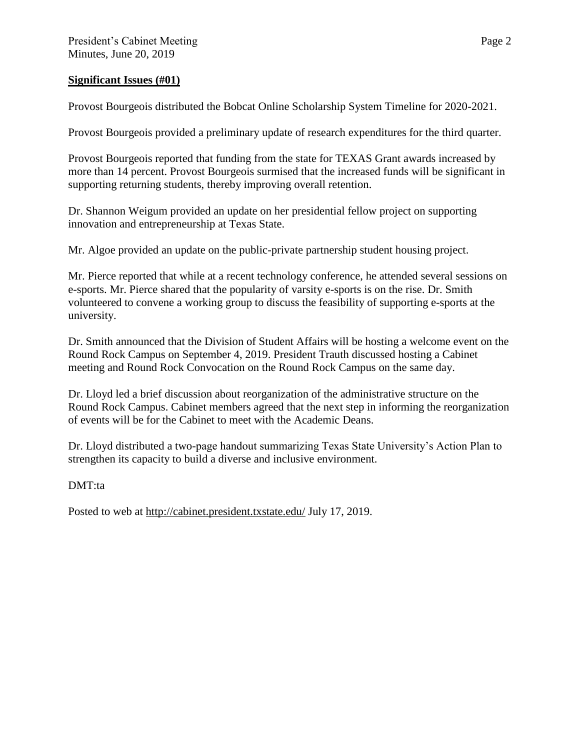**Significant Issues (#01)**

Provost Bourgeois distributed the Bobcat Online Scholarship System Timeline for 2020-2021.

Provost Bourgeois provided a preliminary update of research expenditures for the third quarter.

Provost Bourgeois reported that funding from the state for TEXAS Grant awards increased by more than 14 percent. Provost Bourgeois surmised that the increased funds will be significant in supporting returning students, thereby improving overall retention.

Dr. Shannon Weigum provided an update on her presidential fellow project on supporting innovation and entrepreneurship at Texas State.

Mr. Algoe provided an update on the public-private partnership student housing project.

Mr. Pierce reported that while at a recent technology conference, he attended several sessions on e-sports. Mr. Pierce shared that the popularity of varsity e-sports is on the rise. Dr. Smith volunteered to convene a working group to discuss the feasibility of supporting e-sports at the university.

Dr. Smith announced that the Division of Student Affairs will be hosting a welcome event on the Round Rock Campus on September 4, 2019. President Trauth discussed hosting a Cabinet meeting and Round Rock Convocation on the Round Rock Campus on the same day.

Dr. Lloyd led a brief discussion about reorganization of the administrative structure on the Round Rock Campus. Cabinet members agreed that the next step in informing the reorganization of events will be for the Cabinet to meet with the Academic Deans.

Dr. Lloyd distributed a two-page handout summarizing Texas State University's Action Plan to strengthen its capacity to build a diverse and inclusive environment.

DMT:ta

Posted to web at http://cabinet.president.txstate.edu/ July 17, 2019.